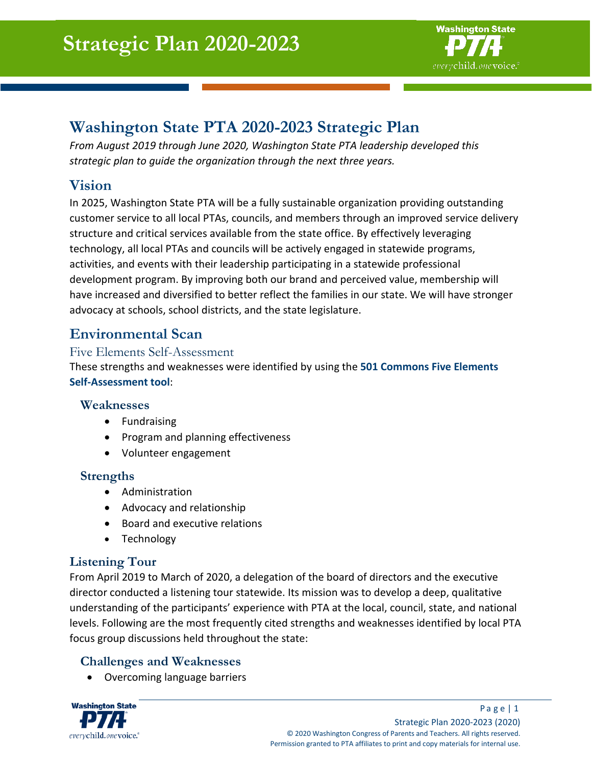# Strategic Plan 2020-2023

## Washington State PTA 2020-2023 Strategic Plan

*From August 2019 through June 2020, Washington State PTA leadership developed this strategic plan to guide the organization through the next three years.*

## Vision

In 2025, Washington State PTA will be a fully sustainable organization providing outstanding customer service to all local PTAs, councils, and members through an improved service delivery structure and critical services available from the state office. By effectively leveraging technology, all local PTAs and councils will be actively engaged in statewide programs, activities, and events with their leadership participating in a statewide professional development program. By improving both our brand and perceived value, membership will have increased and diversified to better reflect the families in our state. We will have stronger advocacy at schools, school districts, and the state legislature.

## Environmental Scan

### Five Elements Self-Assessment

These strengths and weaknesses were identified by using the **501 Commons Five Elements Self-Assessment tool**:

#### Weaknesses

- Fundraising
- Program and planning effectiveness
- Volunteer engagement

#### Strengths

- Administration
- Advocacy and relationship
- Board and executive relations
- Technology

### Listening Tour

From April 2019 to March of 2020, a delegation of the board of directors and the executive director conducted a listening tour statewide. Its mission was to develop a deep, qualitative understanding of the participants' experience with PTA at the local, council, state, and national levels. Following are the most frequently cited strengths and weaknesses identified by local PTA focus group discussions held throughout the state:

#### Challenges and Weaknesses

- Overcoming language barriers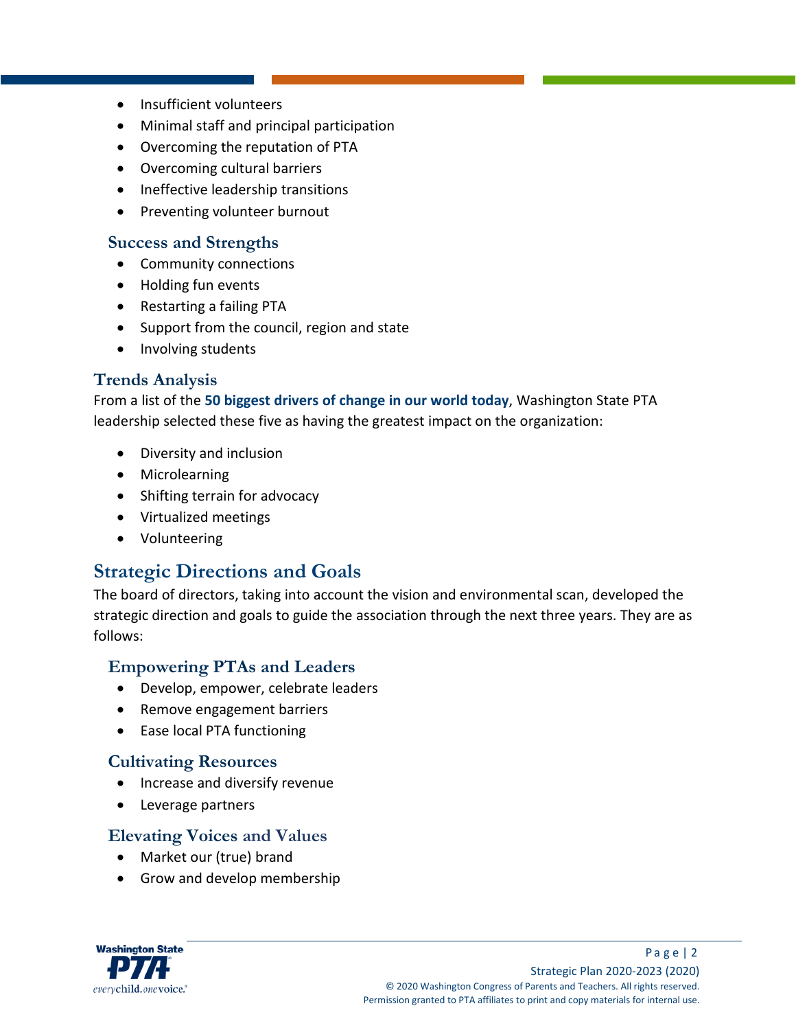- Insufficient volunteers
- Minimal staff and principal participation
- Overcoming the reputation of PTA
- Overcoming cultural barriers
- Ineffective leadership transitions
- Preventing volunteer burnout

### Success and Strengths

- Community connections
- Holding fun events
- Restarting a failing PTA
- Support from the council, region and state
- Involving students

## Trends Analysis

From a list of the **50 biggest drivers of change in our world today**, Washington State PTA leadership selected these five as having the greatest impact on the organization:

- Diversity and inclusion
- Microlearning
- Shifting terrain for advocacy
- Virtualized meetings
- Volunteering

# Strategic Directions and Goals

The board of directors, taking into account the vision and environmental scan, developed the strategic direction and goals to guide the association through the next three years. They are as follows:

### Empowering PTAs and Leaders

- Develop, empower, celebrate leaders
- Remove engagement barriers
- Ease local PTA functioning

### Cultivating Resources

- Increase and diversify revenue
- Leverage partners

### Elevating Voices and Values

- Market our (true) brand
- Grow and develop membership